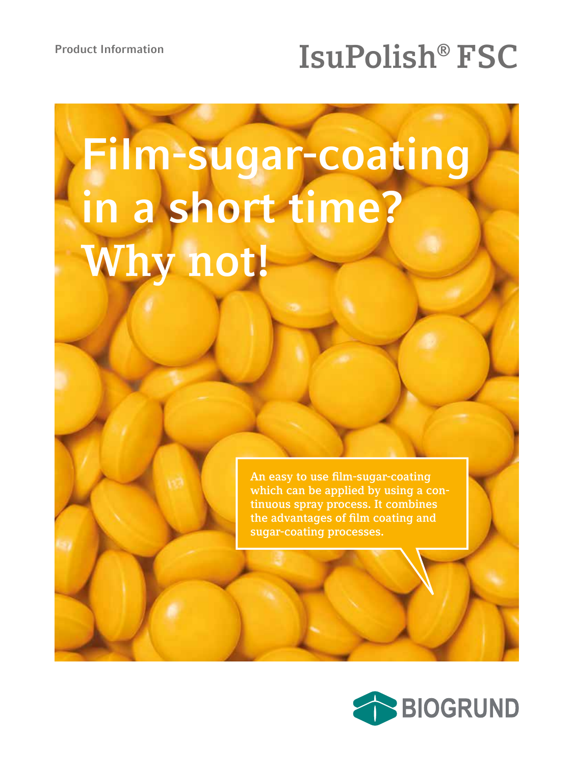Product Information

# IsuPolish® FSC

## Film-sugar-coating in a short time? Why not!

An easy to use film-sugar-coating which can be applied by using a continuous spray process. It combines the advantages of film coating and sugar-coating processes.

BIOGRUND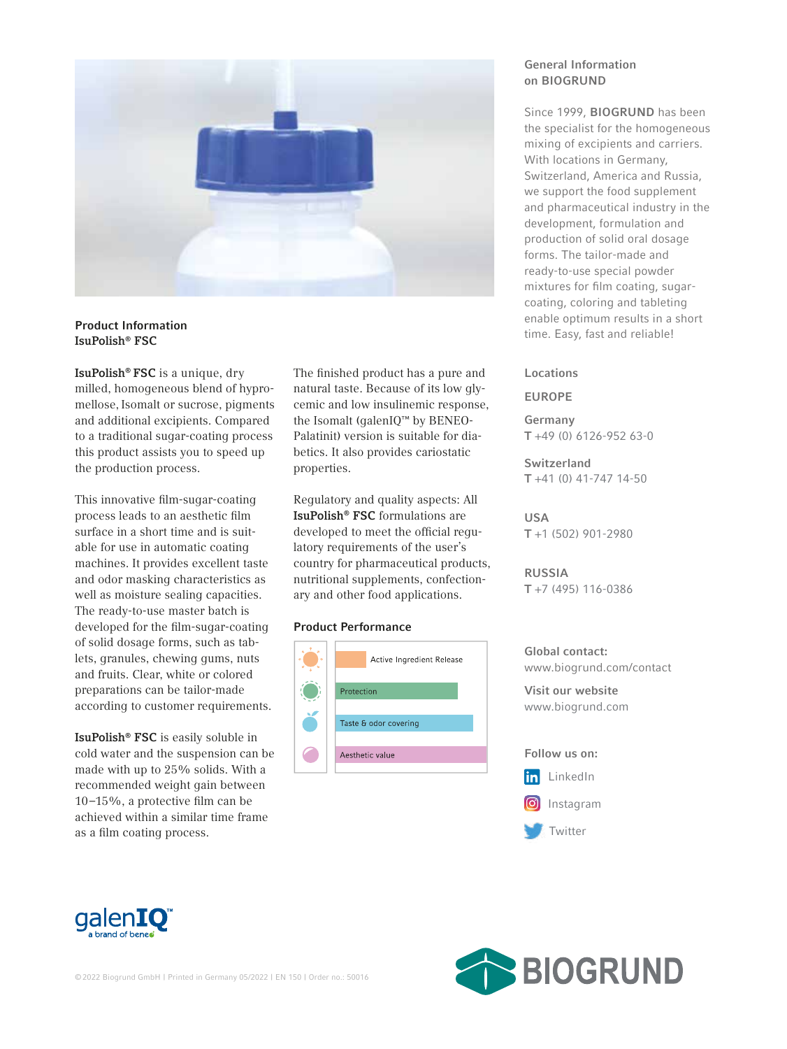## Product Information IsuPolish® FSC

**IsuPolish® FSC** is a unique, dry milled, homogeneous blend of hypromellose, Isomalt or sucrose, pigments and additional excipients. Compared to a traditional sugar-coating process this product assists you to speed up the production process.

This innovative film-sugar-coating process leads to an aesthetic film surface in a short time and is suitable for use in automatic coating machines. It provides excellent taste and odor masking characteristics as well as moisture sealing capacities. The ready-to-use master batch is developed for the film-sugar-coating of solid dosage forms, such as tablets, granules, chewing gums, nuts and fruits. Clear, white or colored preparations can be tailor-made according to customer requirements.

**IsuPolish® FSC** is easily soluble in cold water and the suspension can be made with up to 25% solids. With a recommended weight gain between 10–15%, a protective film can be achieved within a similar time frame as a film coating process.

The finished product has a pure and natural taste. Because of its low glycemic and low insulinemic response, the Isomalt (galenIQ™ by BENEO-Palatinit) version is suitable for diabetics. It also provides cariostatic properties.

Regulatory and quality aspects: All **IsuPolish® FSC** formulations are developed to meet the official regulatory requirements of the user's country for pharmaceutical products, nutritional supplements, confectionary and other food applications.

### Product Performance

Active Ingredient Release

Protection

Taste & odor covering

Aesthetic value

## General Information on BIOGRUND

Since 1999, **BIOGRUND** has been the specialist for the homogeneous mixing of excipients and carriers. With locations in Germany, Switzerland, America and Russia, we support the food supplement and pharmaceutical industry in the development, formulation and production of solid oral dosage forms. The tailor-made and ready-to-use special powder mixtures for film coating, sugar-coating, coloring and tableting enable optimum results in a short time. Easy, fast and reliable!

### Locations

**EUROPE**

**Germany**
**T** +49 (0) 6126-952 63-0

**Switzerland**
**T** +41 (0) 41-747 14-50

**USA**
**T** +1 (502) 901-2980

**RUSSIA**
**T** +7 (495) 116-0386

**Global contact:**
www.biogrund.com/contact

**Visit our website**
www.biogrund.com

**Follow us on:**

LinkedIn

Instagram

Twitter

galenIQ™ a brand of beneo

©2022 Biogrund GmbH | Printed in Germany 05/2022 | EN 150 | Order no.: 50016

BIOGRUND